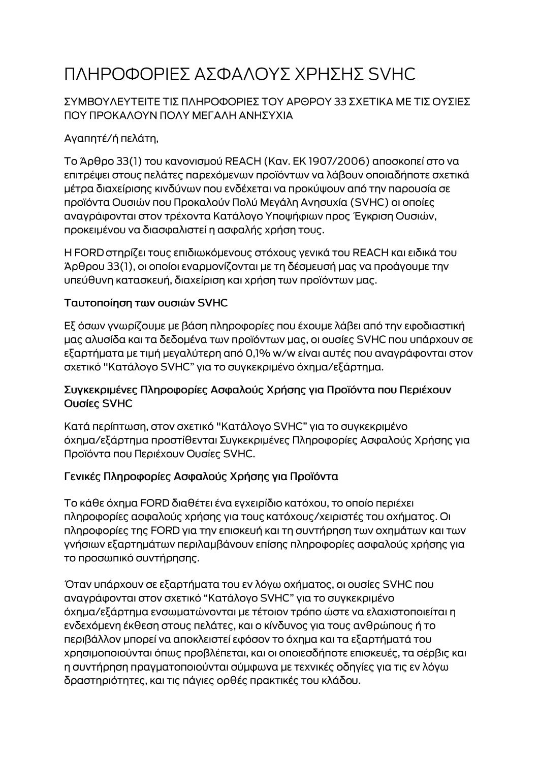# ΠΛΗΡΟΦΟΡΙΕΣ ΑΣΦΑΛΟΥΣ ΧΡΗΣΗΣ SVHC

ΣΥΜΒΟΥΛΕΥΤΕΙΤΕ ΤΙΣ ΠΛΗΡΟΦΟΡΙΕΣ ΤΟΥ ΑΡΘΡΟΥ 33 ΣΧΕΤΙΚΑ ΜΕ ΤΙΣ ΟΥΣΙΕΣ ΠΟΥ ΠΡΟΚΑΛΟΥΝ ΠΟΛΥ ΜΕΓΑΛΗ ΑΝΗΣΥΧΙΑ

Αγαπητέ/ή πελάτη,

Το Άρθρο 33(1) του κανονισμού REACH (Καν. ΕΚ 1907/2006) αποσκοπεί στο να επιτρέψει στους πελάτες παρεχόμενων προϊόντων να λάβουν οποιαδήποτε σχετικά μέτρα διαχείρισης κινδύνων που ενδέχεται να προκύψουν από την παρουσία σε προϊόντα Ουσιών που Προκαλούν Πολύ Μεγάλη Ανησυχία (SVHC) οι οποίες αναγράφονται στον τρέχοντα Κατάλογο Υποψήφιων προς Έγκριση Ουσιών, προκειμένου να διασφαλιστεί η ασφαλής χρήση τους.

Η FORD στηρίζει τους επιδιωκόμενους στόχους γενικά του REACH και ειδικά του Άρθρου 33(1), οι οποίοι εναρμονίζονται με τη δέσμευσή μας να προάγουμε την υπεύθυνη κατασκευή, διαχείριση και χρήση των προϊόντων μας.

### Ταυτοποίηση των ουσιών SVHC

Εξ όσων γνωρίζουμε με βάση πληροφορίες που έχουμε λάβει από την εφοδιαστική μας αλυσίδα και τα δεδομένα των προϊόντων μας, οι ουσίες SVHC που υπάρχουν σε εξαρτήματα με τιμή μεγαλύτερη από 0,1% w/w είναι αυτές που αναγράφονται στον σχετικό "Κατάλογο SVHC" για το συγκεκριμένο όχημα/εξάρτημα.

### Συγκεκριμένες Πληροφορίες Ασφαλούς Χρήσης για Προϊόντα που Περιέχουν Ουσίες SVHC

Κατά περίπτωση, στον σχετικό "Κατάλογο SVHC" για το συγκεκριμένο όχημα/εξάρτημα προστίθενται Συγκεκριμένες Πληροφορίες Ασφαλούς Χρήσης για Προϊόντα που Περιέχουν Ουσίες SVHC.

### Γενικές Πληροφορίες Ασφαλούς Χρήσης για Προϊόντα

Το κάθε όχημα FORD διαθέτει ένα εγχειρίδιο κατόχου, το οποίο περιέχει πληροφορίες ασφαλούς χρήσης για τους κατόχους/χειριστές του οχήματος. Οι πληροφορίες της FORD για την επισκευή και τη συντήρηση των οχημάτων και των γνήσιων εξαρτημάτων περιλαμβάνουν επίσης πληροφορίες ασφαλούς χρήσης για το προσωπικό συντήρησης.

Όταν υπάρχουν σε εξαρτήματα του εν λόγω οχήματος, οι ουσίες SVHC που αναγράφονται στον σχετικό "Κατάλογο SVHC" για το συγκεκριμένο όχημα/εξάρτημα ενσωματώνονται με τέτοιον τρόπο ώστε να ελαχιστοποιείται η ενδεχόμενη έκθεση στους πελάτες, και ο κίνδυνος για τους ανθρώπους ή το περιβάλλον μπορεί να αποκλειστεί εφόσον το όχημα και τα εξαρτήματά του χρησιμοποιούνται όπως προβλέπεται, και οι οποιεσδήποτε επισκευές, τα σέρβις και η συντήρηση πραγματοποιούνται σύμφωνα με τεχνικές οδηγίες για τις εν λόγω δραστηριότητες, και τις πάγιες ορθές πρακτικές του κλάδου.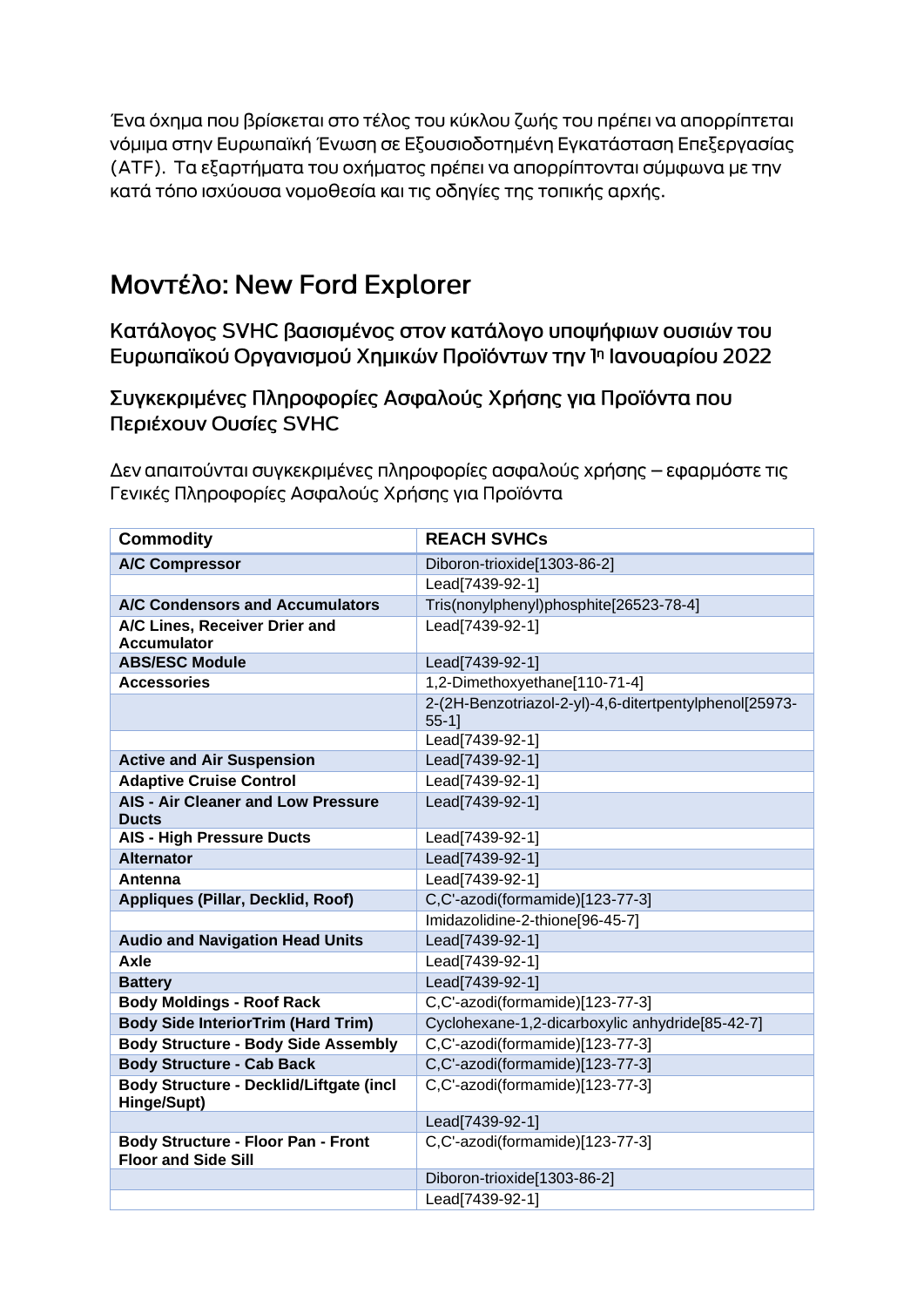Ένα όχημα που βρίσκεται στο τέλος του κύκλου ζωής του πρέπει να απορρίπτεται νόμιμα στην Ευρωπαϊκή Ένωση σε Εξουσιοδοτημένη Εγκατάσταση Επεξεργασίας (ATF). Τα εξαρτήματα του οχήματος πρέπει να απορρίπτονται σύμφωνα με την κατά τόπο ισχύουσα νομοθεσία και τις οδηγίες της τοπικής αρχής.

# Μοντέλο: New Ford Explorer

## Κατάλογος SVHC βασισμένος στον κατάλογο υποψήφιων ουσιών του Ευρωπαϊκού Οργανισμού Χημικών Προϊόντων την 1η Ιανουαρίου 2022

## Συγκεκριμένες Πληροφορίες Ασφαλούς Χρήσης για Προϊόντα που Περιέχουν Ουσίες SVHC

Δεν απαιτούνται συγκεκριμένες πληροφορίες ασφαλούς χρήσης – εφαρμόστε τις Γενικές Πληροφορίες Ασφαλούς Χρήσης για Προϊόντα

| Commodity | REACH SVHCs |
|---|---|
| **A/C Compressor** | Diboron-trioxide[1303-86-2] |
| | Lead[7439-92-1] |
| **A/C Condensors and Accumulators** | Tris(nonylphenyl)phosphite[26523-78-4] |
| **A/C Lines, Receiver Drier and Accumulator** | Lead[7439-92-1] |
| **ABS/ESC Module** | Lead[7439-92-1] |
| **Accessories** | 1,2-Dimethoxyethane[110-71-4] |
| | 2-(2H-Benzotriazol-2-yl)-4,6-ditertpentylphenol[25973-55-1] |
| | Lead[7439-92-1] |
| **Active and Air Suspension** | Lead[7439-92-1] |
| **Adaptive Cruise Control** | Lead[7439-92-1] |
| **AIS - Air Cleaner and Low Pressure Ducts** | Lead[7439-92-1] |
| **AIS - High Pressure Ducts** | Lead[7439-92-1] |
| **Alternator** | Lead[7439-92-1] |
| **Antenna** | Lead[7439-92-1] |
| **Appliques (Pillar, Decklid, Roof)** | C,C'-azodi(formamide)[123-77-3] |
| | Imidazolidine-2-thione[96-45-7] |
| **Audio and Navigation Head Units** | Lead[7439-92-1] |
| **Axle** | Lead[7439-92-1] |
| **Battery** | Lead[7439-92-1] |
| **Body Moldings - Roof Rack** | C,C'-azodi(formamide)[123-77-3] |
| **Body Side InteriorTrim (Hard Trim)** | Cyclohexane-1,2-dicarboxylic anhydride[85-42-7] |
| **Body Structure - Body Side Assembly** | C,C'-azodi(formamide)[123-77-3] |
| **Body Structure - Cab Back** | C,C'-azodi(formamide)[123-77-3] |
| **Body Structure - Decklid/Liftgate (incl Hinge/Supt)** | C,C'-azodi(formamide)[123-77-3] |
| | Lead[7439-92-1] |
| **Body Structure - Floor Pan - Front Floor and Side Sill** | C,C'-azodi(formamide)[123-77-3] |
| | Diboron-trioxide[1303-86-2] |
| | Lead[7439-92-1] |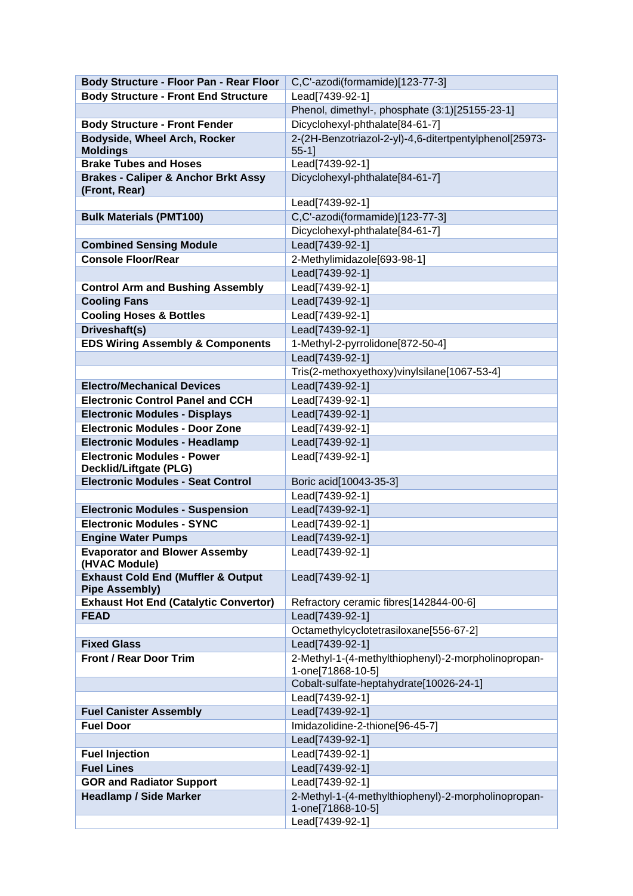| **Body Structure - Floor Pan - Rear Floor** | C,C'-azodi(formamide)[123-77-3] |
|---|---|
| **Body Structure - Front End Structure** | Lead[7439-92-1] |
| | Phenol, dimethyl-, phosphate (3:1)[25155-23-1] |
| **Body Structure - Front Fender** | Dicyclohexyl-phthalate[84-61-7] |
| **Bodyside, Wheel Arch, Rocker Moldings** | 2-(2H-Benzotriazol-2-yl)-4,6-ditertpentylphenol[25973-55-1] |
| **Brake Tubes and Hoses** | Lead[7439-92-1] |
| **Brakes - Caliper & Anchor Brkt Assy (Front, Rear)** | Dicyclohexyl-phthalate[84-61-7] |
| | Lead[7439-92-1] |
| **Bulk Materials (PMT100)** | C,C'-azodi(formamide)[123-77-3] |
| | Dicyclohexyl-phthalate[84-61-7] |
| **Combined Sensing Module** | Lead[7439-92-1] |
| **Console Floor/Rear** | 2-Methylimidazole[693-98-1] |
| | Lead[7439-92-1] |
| **Control Arm and Bushing Assembly** | Lead[7439-92-1] |
| **Cooling Fans** | Lead[7439-92-1] |
| **Cooling Hoses & Bottles** | Lead[7439-92-1] |
| **Driveshaft(s)** | Lead[7439-92-1] |
| **EDS Wiring Assembly & Components** | 1-Methyl-2-pyrrolidone[872-50-4] |
| | Lead[7439-92-1] |
| | Tris(2-methoxyethoxy)vinylsilane[1067-53-4] |
| **Electro/Mechanical Devices** | Lead[7439-92-1] |
| **Electronic Control Panel and CCH** | Lead[7439-92-1] |
| **Electronic Modules - Displays** | Lead[7439-92-1] |
| **Electronic Modules - Door Zone** | Lead[7439-92-1] |
| **Electronic Modules - Headlamp** | Lead[7439-92-1] |
| **Electronic Modules - Power Decklid/Liftgate (PLG)** | Lead[7439-92-1] |
| **Electronic Modules - Seat Control** | Boric acid[10043-35-3] |
| | Lead[7439-92-1] |
| **Electronic Modules - Suspension** | Lead[7439-92-1] |
| **Electronic Modules - SYNC** | Lead[7439-92-1] |
| **Engine Water Pumps** | Lead[7439-92-1] |
| **Evaporator and Blower Assemby (HVAC Module)** | Lead[7439-92-1] |
| **Exhaust Cold End (Muffler & Output Pipe Assembly)** | Lead[7439-92-1] |
| **Exhaust Hot End (Catalytic Convertor)** | Refractory ceramic fibres[142844-00-6] |
| **FEAD** | Lead[7439-92-1] |
| | Octamethylcyclotetrasiloxane[556-67-2] |
| **Fixed Glass** | Lead[7439-92-1] |
| **Front / Rear Door Trim** | 2-Methyl-1-(4-methylthiophenyl)-2-morpholinopropan-1-one[71868-10-5] |
| | Cobalt-sulfate-heptahydrate[10026-24-1] |
| | Lead[7439-92-1] |
| **Fuel Canister Assembly** | Lead[7439-92-1] |
| **Fuel Door** | Imidazolidine-2-thione[96-45-7] |
| | Lead[7439-92-1] |
| **Fuel Injection** | Lead[7439-92-1] |
| **Fuel Lines** | Lead[7439-92-1] |
| **GOR and Radiator Support** | Lead[7439-92-1] |
| **Headlamp / Side Marker** | 2-Methyl-1-(4-methylthiophenyl)-2-morpholinopropan-1-one[71868-10-5] |
| | Lead[7439-92-1] |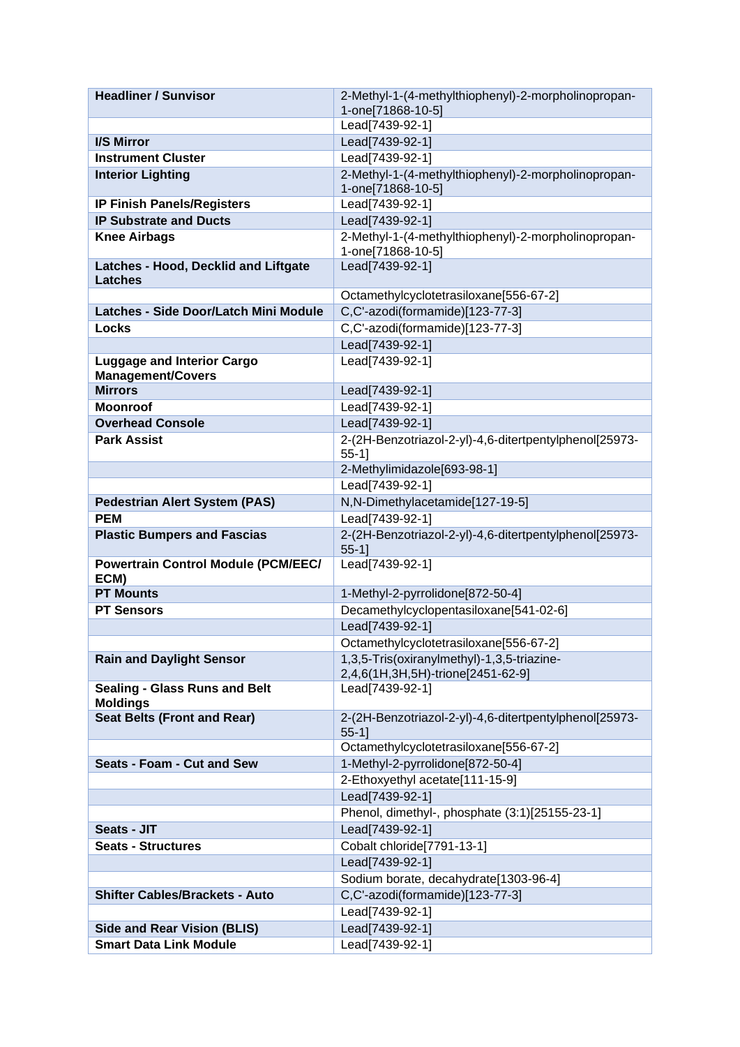| **Headliner / Sunvisor** | 2-Methyl-1-(4-methylthiophenyl)-2-morpholinopropan-1-one[71868-10-5] |
|---|---|
| | Lead[7439-92-1] |
| **I/S Mirror** | Lead[7439-92-1] |
| **Instrument Cluster** | Lead[7439-92-1] |
| **Interior Lighting** | 2-Methyl-1-(4-methylthiophenyl)-2-morpholinopropan-1-one[71868-10-5] |
| **IP Finish Panels/Registers** | Lead[7439-92-1] |
| **IP Substrate and Ducts** | Lead[7439-92-1] |
| **Knee Airbags** | 2-Methyl-1-(4-methylthiophenyl)-2-morpholinopropan-1-one[71868-10-5] |
| **Latches - Hood, Decklid and Liftgate Latches** | Lead[7439-92-1] |
| | Octamethylcyclotetrasiloxane[556-67-2] |
| **Latches - Side Door/Latch Mini Module** | C,C'-azodi(formamide)[123-77-3] |
| **Locks** | C,C'-azodi(formamide)[123-77-3] |
| | Lead[7439-92-1] |
| **Luggage and Interior Cargo Management/Covers** | Lead[7439-92-1] |
| **Mirrors** | Lead[7439-92-1] |
| **Moonroof** | Lead[7439-92-1] |
| **Overhead Console** | Lead[7439-92-1] |
| **Park Assist** | 2-(2H-Benzotriazol-2-yl)-4,6-ditertpentylphenol[25973-55-1] |
| | 2-Methylimidazole[693-98-1] |
| | Lead[7439-92-1] |
| **Pedestrian Alert System (PAS)** | N,N-Dimethylacetamide[127-19-5] |
| **PEM** | Lead[7439-92-1] |
| **Plastic Bumpers and Fascias** | 2-(2H-Benzotriazol-2-yl)-4,6-ditertpentylphenol[25973-55-1] |
| **Powertrain Control Module (PCM/EEC/ECM)** | Lead[7439-92-1] |
| **PT Mounts** | 1-Methyl-2-pyrrolidone[872-50-4] |
| **PT Sensors** | Decamethylcyclopentasiloxane[541-02-6] |
| | Lead[7439-92-1] |
| | Octamethylcyclotetrasiloxane[556-67-2] |
| **Rain and Daylight Sensor** | 1,3,5-Tris(oxiranylmethyl)-1,3,5-triazine-2,4,6(1H,3H,5H)-trione[2451-62-9] |
| **Sealing - Glass Runs and Belt Moldings** | Lead[7439-92-1] |
| **Seat Belts (Front and Rear)** | 2-(2H-Benzotriazol-2-yl)-4,6-ditertpentylphenol[25973-55-1] |
| | Octamethylcyclotetrasiloxane[556-67-2] |
| **Seats - Foam - Cut and Sew** | 1-Methyl-2-pyrrolidone[872-50-4] |
| | 2-Ethoxyethyl acetate[111-15-9] |
| | Lead[7439-92-1] |
| | Phenol, dimethyl-, phosphate (3:1)[25155-23-1] |
| **Seats - JIT** | Lead[7439-92-1] |
| **Seats - Structures** | Cobalt chloride[7791-13-1] |
| | Lead[7439-92-1] |
| | Sodium borate, decahydrate[1303-96-4] |
| **Shifter Cables/Brackets - Auto** | C,C'-azodi(formamide)[123-77-3] |
| | Lead[7439-92-1] |
| **Side and Rear Vision (BLIS)** | Lead[7439-92-1] |
| **Smart Data Link Module** | Lead[7439-92-1] |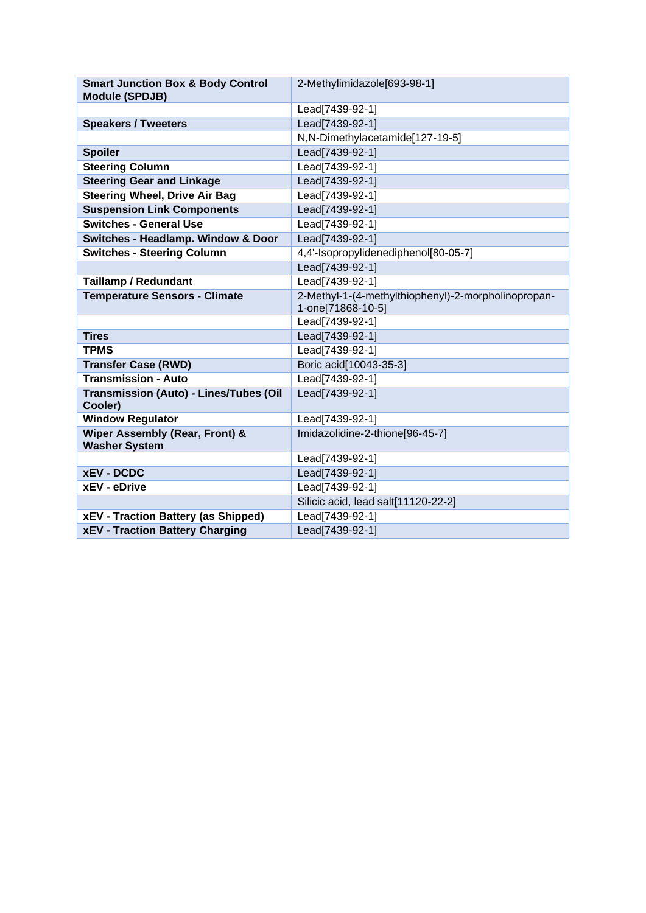| | |
|---|---|
| **Smart Junction Box & Body Control Module (SPDJB)** | 2-Methylimidazole[693-98-1] |
| | Lead[7439-92-1] |
| **Speakers / Tweeters** | Lead[7439-92-1] |
| | N,N-Dimethylacetamide[127-19-5] |
| **Spoiler** | Lead[7439-92-1] |
| **Steering Column** | Lead[7439-92-1] |
| **Steering Gear and Linkage** | Lead[7439-92-1] |
| **Steering Wheel, Drive Air Bag** | Lead[7439-92-1] |
| **Suspension Link Components** | Lead[7439-92-1] |
| **Switches - General Use** | Lead[7439-92-1] |
| **Switches - Headlamp. Window & Door** | Lead[7439-92-1] |
| **Switches - Steering Column** | 4,4'-Isopropylidenediphenol[80-05-7] |
| | Lead[7439-92-1] |
| **Taillamp / Redundant** | Lead[7439-92-1] |
| **Temperature Sensors - Climate** | 2-Methyl-1-(4-methylthiophenyl)-2-morpholinopropan-1-one[71868-10-5] |
| | Lead[7439-92-1] |
| **Tires** | Lead[7439-92-1] |
| **TPMS** | Lead[7439-92-1] |
| **Transfer Case (RWD)** | Boric acid[10043-35-3] |
| **Transmission - Auto** | Lead[7439-92-1] |
| **Transmission (Auto) - Lines/Tubes (Oil Cooler)** | Lead[7439-92-1] |
| **Window Regulator** | Lead[7439-92-1] |
| **Wiper Assembly (Rear, Front) & Washer System** | Imidazolidine-2-thione[96-45-7] |
| | Lead[7439-92-1] |
| **xEV - DCDC** | Lead[7439-92-1] |
| **xEV - eDrive** | Lead[7439-92-1] |
| | Silicic acid, lead salt[11120-22-2] |
| **xEV - Traction Battery (as Shipped)** | Lead[7439-92-1] |
| **xEV - Traction Battery Charging** | Lead[7439-92-1] |